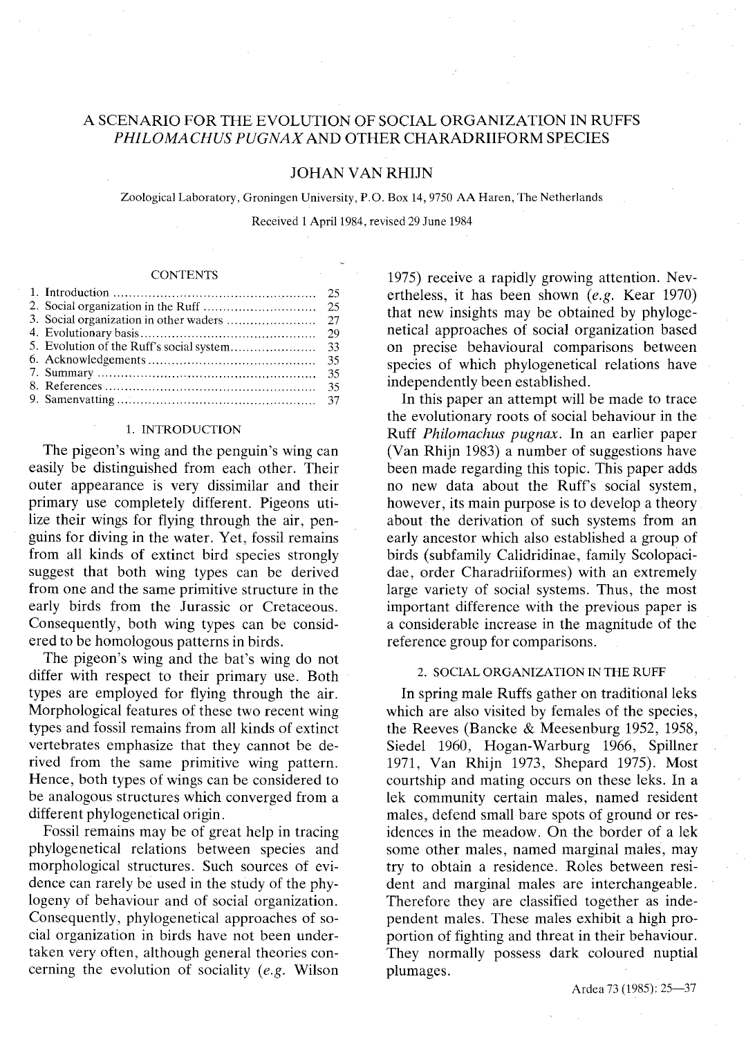# A SCENARIO FOR THE EVOLUTION OF SOCIAL ORGANIZATION IN RUFFS *PHILOMACHUS PUGNAX* AND OTHER CHARADRIIFORM SPECIES

## JOHAN VAN RHIJN

Zoological Laboratory, Groningen University, P.O. Box 14, 9750 AA Haren, The Netherlands

Received 1 April 1984, revised 29 June 1984

### CONTENTS

| | |
|---|---|
| 1. Introduction | 25 |
| 2. Social organization in the Ruff | 25 |
| 3. Social organization in other waders | 27 |
| 4. Evolutionary basis | 29 |
| 5. Evolution of the Ruff's social system | 33 |
| 6. Acknowledgements | 35 |
| 7. Summary | 35 |
| 8. References | 35 |
| 9. Samenvatting | 37 |

## 1. INTRODUCTION

The pigeon's wing and the penguin's wing can easily be distinguished from each other. Their outer appearance is very dissimilar and their primary use completely different. Pigeons utilize their wings for flying through the air, penguins for diving in the water. Yet, fossil remains from all kinds of extinct bird species strongly suggest that both wing types can be derived from one and the same primitive structure in the early birds from the Jurassic or Cretaceous. Consequently, both wing types can be considered to be homologous patterns in birds.

The pigeon's wing and the bat's wing do not differ with respect to their primary use. Both types are employed for flying through the air. Morphological features of these two recent wing types and fossil remains from all kinds of extinct vertebrates emphasize that they cannot be derived from the same primitive wing pattern. Hence, both types of wings can be considered to be analogous structures which converged from a different phylogenetical origin.

Fossil remains may be of great help in tracing phylogenetical relations between species and morphological structures. Such sources of evidence can rarely be used in the study of the phylogeny of behaviour and of social organization. Consequently, phylogenetical approaches of social organization in birds have not been undertaken very often, although general theories concerning the evolution of sociality (*e.g.* Wilson 1975) receive a rapidly growing attention. Nevertheless, it has been shown (*e.g.* Kear 1970) that new insights may be obtained by phylogenetical approaches of social organization based on precise behavioural comparisons between species of which phylogenetical relations have independently been established.

In this paper an attempt will be made to trace the evolutionary roots of social behaviour in the Ruff *Philomachus pugnax*. In an earlier paper (Van Rhijn 1983) a number of suggestions have been made regarding this topic. This paper adds no new data about the Ruff's social system, however, its main purpose is to develop a theory about the derivation of such systems from an early ancestor which also established a group of birds (subfamily Calidridinae, family Scolopacidae, order Charadriiformes) with an extremely large variety of social systems. Thus, the most important difference with the previous paper is a considerable increase in the magnitude of the reference group for comparisons.

## 2. SOCIAL ORGANIZATION IN THE RUFF

In spring male Ruffs gather on traditional leks which are also visited by females of the species, the Reeves (Bancke & Meesenburg 1952, 1958, Siedel 1960, Hogan-Warburg 1966, Spillner 1971, Van Rhijn 1973, Shepard 1975). Most courtship and mating occurs on these leks. In a lek community certain males, named resident males, defend small bare spots of ground or residences in the meadow. On the border of a lek some other males, named marginal males, may try to obtain a residence. Roles between resident and marginal males are interchangeable. Therefore they are classified together as independent males. These males exhibit a high proportion of fighting and threat in their behaviour. They normally possess dark coloured nuptial plumages.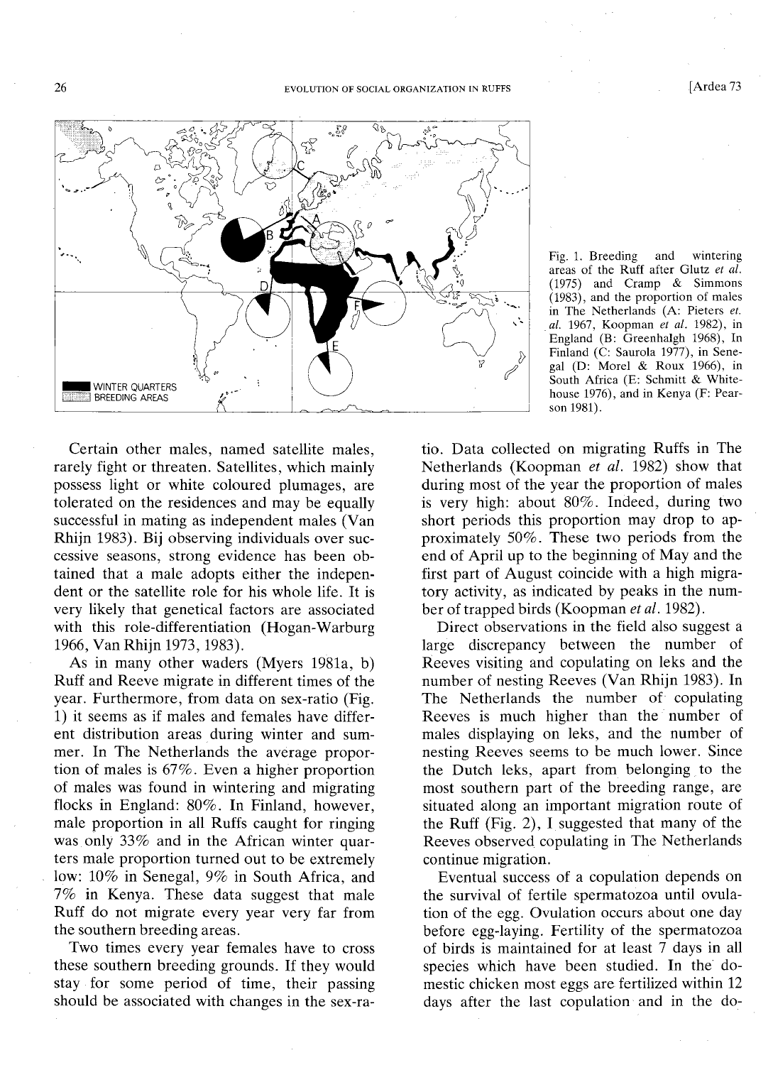Fig. 1. Breeding and wintering areas of the Ruff after Glutz *et al.* (1975) and Cramp & Simmons (1983), and the proportion of males in The Netherlands (A: Pieters *et. al.* 1967, Koopman *et al.* 1982), in England (B: Greenhalgh 1968), In Finland (C: Saurola 1977), in Senegal (D: Morel & Roux 1966), in South Africa (E: Schmitt & Whitehouse 1976), and in Kenya (F: Pearson 1981).

Certain other males, named satellite males, rarely fight or threaten. Satellites, which mainly possess light or white coloured plumages, are tolerated on the residences and may be equally successful in mating as independent males (Van Rhijn 1983). Bij observing individuals over successive seasons, strong evidence has been obtained that a male adopts either the independent or the satellite role for his whole life. It is very likely that genetical factors are associated with this role-differentiation (Hogan-Warburg 1966, Van Rhijn 1973, 1983).

As in many other waders (Myers 1981a, b) Ruff and Reeve migrate in different times of the year. Furthermore, from data on sex-ratio (Fig. 1) it seems as if males and females have different distribution areas during winter and summer. In The Netherlands the average proportion of males is 67%. Even a higher proportion of males was found in wintering and migrating flocks in England: 80%. In Finland, however, male proportion in all Ruffs caught for ringing was only 33% and in the African winter quarters male proportion turned out to be extremely low: 10% in Senegal, 9% in South Africa, and 7% in Kenya. These data suggest that male Ruff do not migrate every year very far from the southern breeding areas.

Two times every year females have to cross these southern breeding grounds. If they would stay for some period of time, their passing should be associated with changes in the sex-ratio. Data collected on migrating Ruffs in The Netherlands (Koopman *et al.* 1982) show that during most of the year the proportion of males is very high: about 80%. Indeed, during two short periods this proportion may drop to approximately 50%. These two periods from the end of April up to the beginning of May and the first part of August coincide with a high migratory activity, as indicated by peaks in the number of trapped birds (Koopman *et al.* 1982).

Direct observations in the field also suggest a large discrepancy between the number of Reeves visiting and copulating on leks and the number of nesting Reeves (Van Rhijn 1983). In The Netherlands the number of copulating Reeves is much higher than the number of males displaying on leks, and the number of nesting Reeves seems to be much lower. Since the Dutch leks, apart from belonging to the most southern part of the breeding range, are situated along an important migration route of the Ruff (Fig. 2), I suggested that many of the Reeves observed copulating in The Netherlands continue migration.

Eventual success of a copulation depends on the survival of fertile spermatozoa until ovulation of the egg. Ovulation occurs about one day before egg-laying. Fertility of the spermatozoa of birds is maintained for at least 7 days in all species which have been studied. In the domestic chicken most eggs are fertilized within 12 days after the last copulation and in the do-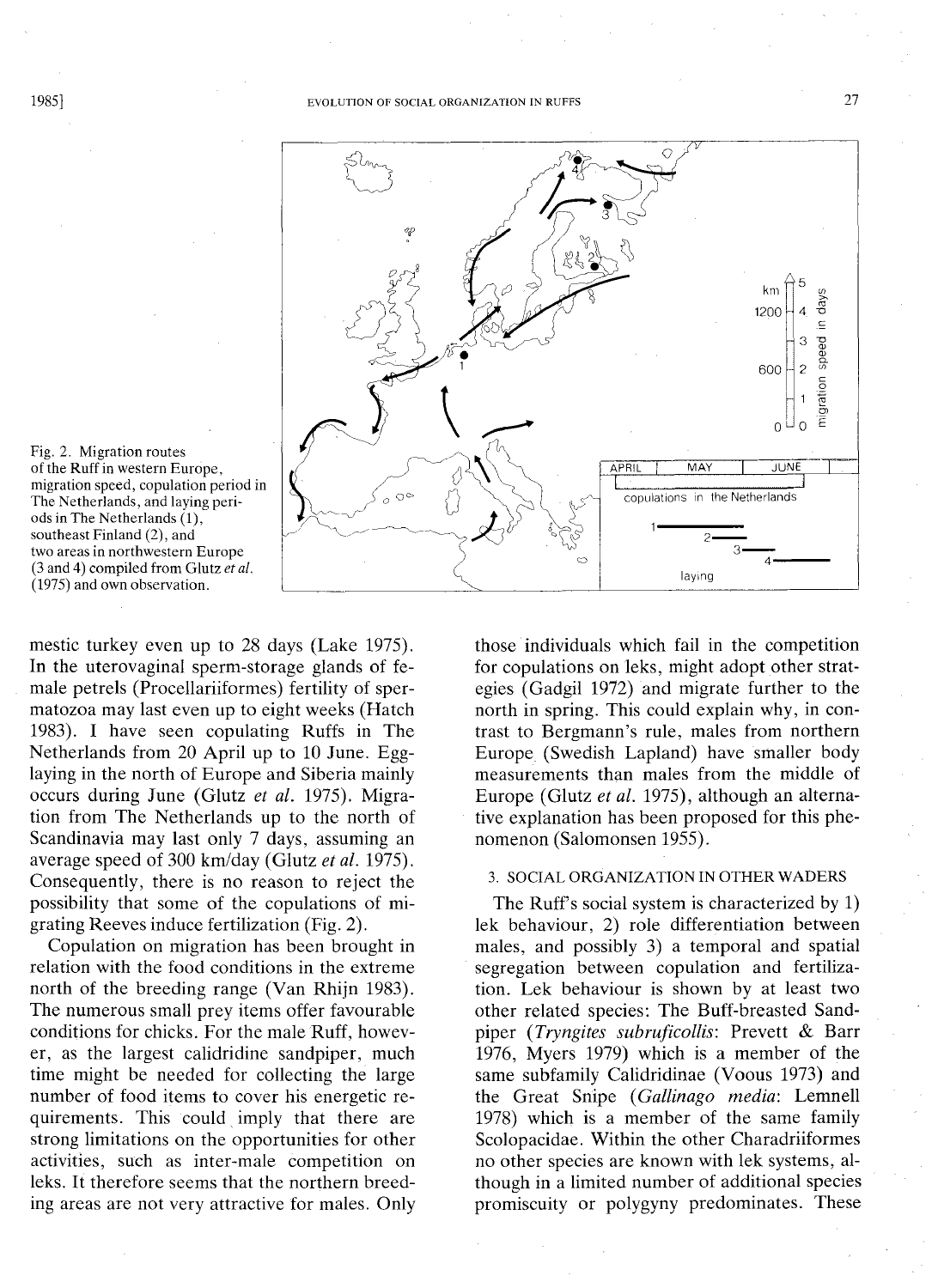Fig. 2. Migration routes of the Ruff in western Europe, migration speed, copulation period in The Netherlands, and laying periods in The Netherlands (1), southeast Finland (2), and two areas in northwestern Europe (3 and 4) compiled from Glutz *et al.* (1975) and own observation.

mestic turkey even up to 28 days (Lake 1975). In the uterovaginal sperm-storage glands of female petrels (Procellariiformes) fertility of spermatozoa may last even up to eight weeks (Hatch 1983). I have seen copulating Ruffs in The Netherlands from 20 April up to 10 June. Egg-laying in the north of Europe and Siberia mainly occurs during June (Glutz *et al.* 1975). Migration from The Netherlands up to the north of Scandinavia may last only 7 days, assuming an average speed of 300 km/day (Glutz *et al.* 1975). Consequently, there is no reason to reject the possibility that some of the copulations of migrating Reeves induce fertilization (Fig. 2).

Copulation on migration has been brought in relation with the food conditions in the extreme north of the breeding range (Van Rhijn 1983). The numerous small prey items offer favourable conditions for chicks. For the male Ruff, however, as the largest calidridine sandpiper, much time might be needed for collecting the large number of food items to cover his energetic requirements. This could imply that there are strong limitations on the opportunities for other activities, such as inter-male competition on leks. It therefore seems that the northern breeding areas are not very attractive for males. Only those individuals which fail in the competition for copulations on leks, might adopt other strategies (Gadgil 1972) and migrate further to the north in spring. This could explain why, in contrast to Bergmann's rule, males from northern Europe (Swedish Lapland) have smaller body measurements than males from the middle of Europe (Glutz *et al.* 1975), although an alternative explanation has been proposed for this phenomenon (Salomonsen 1955).

## 3. SOCIAL ORGANIZATION IN OTHER WADERS

The Ruff's social system is characterized by 1) lek behaviour, 2) role differentiation between males, and possibly 3) a temporal and spatial segregation between copulation and fertilization. Lek behaviour is shown by at least two other related species: The Buff-breasted Sandpiper (*Tryngites subruficollis*: Prevett & Barr 1976, Myers 1979) which is a member of the same subfamily Calidridinae (Voous 1973) and the Great Snipe (*Gallinago media*: Lemnell 1978) which is a member of the same family Scolopacidae. Within the other Charadriiformes no other species are known with lek systems, although in a limited number of additional species promiscuity or polygyny predominates. These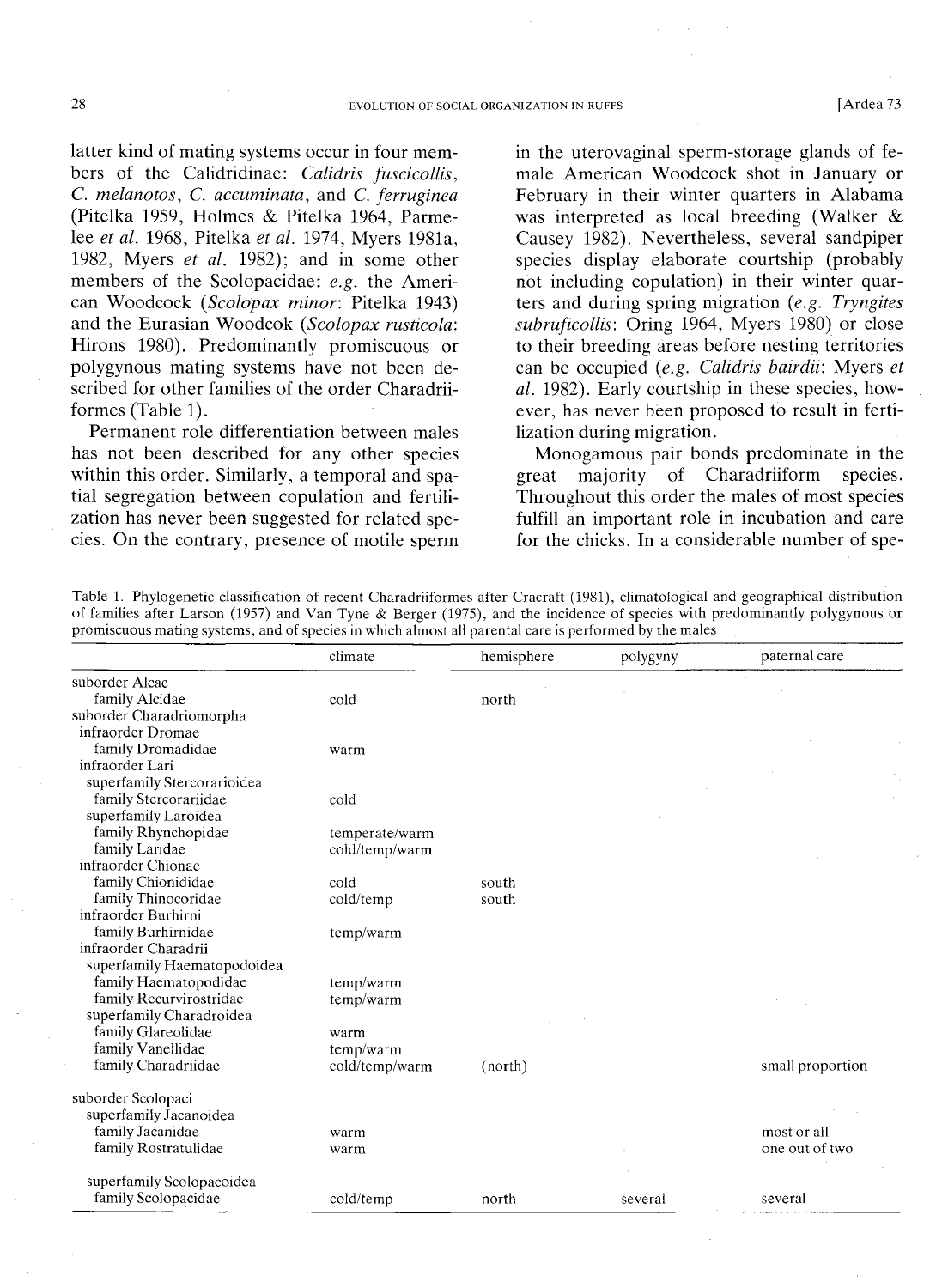latter kind of mating systems occur in four members of the Calidridinae: *Calidris fuscicollis*, *C. melanotos*, *C. accuminata*, and *C. ferruginea* (Pitelka 1959, Holmes & Pitelka 1964, Parmelee *et al.* 1968, Pitelka *et al.* 1974, Myers 1981a, 1982, Myers *et al.* 1982); and in some other members of the Scolopacidae: *e.g.* the American Woodcock (*Scolopax minor*: Pitelka 1943) and the Eurasian Woodcok (*Scolopax rusticola*: Hirons 1980). Predominantly promiscuous or polygynous mating systems have not been described for other families of the order Charadriiformes (Table 1).

Permanent role differentiation between males has not been described for any other species within this order. Similarly, a temporal and spatial segregation between copulation and fertilization has never been suggested for related species. On the contrary, presence of motile sperm in the uterovaginal sperm-storage glands of female American Woodcock shot in January or February in their winter quarters in Alabama was interpreted as local breeding (Walker & Causey 1982). Nevertheless, several sandpiper species display elaborate courtship (probably not including copulation) in their winter quarters and during spring migration (*e.g. Tryngites subruficollis*: Oring 1964, Myers 1980) or close to their breeding areas before nesting territories can be occupied (*e.g. Calidris bairdii*: Myers *et al.* 1982). Early courtship in these species, however, has never been proposed to result in fertilization during migration.

Monogamous pair bonds predominate in the great majority of Charadriiform species. Throughout this order the males of most species fulfill an important role in incubation and care for the chicks. In a considerable number of spe-

Table 1. Phylogenetic classification of recent Charadriiformes after Cracraft (1981), climatological and geographical distribution of families after Larson (1957) and Van Tyne & Berger (1975), and the incidence of species with predominantly polygynous or promiscuous mating systems, and of species in which almost all parental care is performed by the males

| | climate | hemisphere | polygyny | paternal care |
|---|---|---|---|---|
| suborder Alcae | | | | |
| family Alcidae | cold | north | | |
| suborder Charadriomorpha | | | | |
| infraorder Dromae | | | | |
| family Dromadidae | warm | | | |
| infraorder Lari | | | | |
| superfamily Stercorarioidea | | | | |
| family Stercorariidae | cold | | | |
| superfamily Laroidea | | | | |
| family Rhynchopidae | temperate/warm | | | |
| family Laridae | cold/temp/warm | | | |
| infraorder Chionae | | | | |
| family Chionididae | cold | south | | |
| family Thinocoridae | cold/temp | south | | |
| infraorder Burhirni | | | | |
| family Burhirnidae | temp/warm | | | |
| infraorder Charadrii | | | | |
| superfamily Haematopodoidea | | | | |
| family Haematopodidae | temp/warm | | | |
| family Recurvirostridae | temp/warm | | | |
| superfamily Charadroidea | | | | |
| family Glareolidae | warm | | | |
| family Vanellidae | temp/warm | | | |
| family Charadriidae | cold/temp/warm | (north) | | small proportion |
| suborder Scolopaci | | | | |
| superfamily Jacanoidea | | | | |
| family Jacanidae | warm | | | most or all |
| family Rostratulidae | warm | | | one out of two |
| superfamily Scolopacoidea | | | | |
| family Scolopacidae | cold/temp | north | several | several |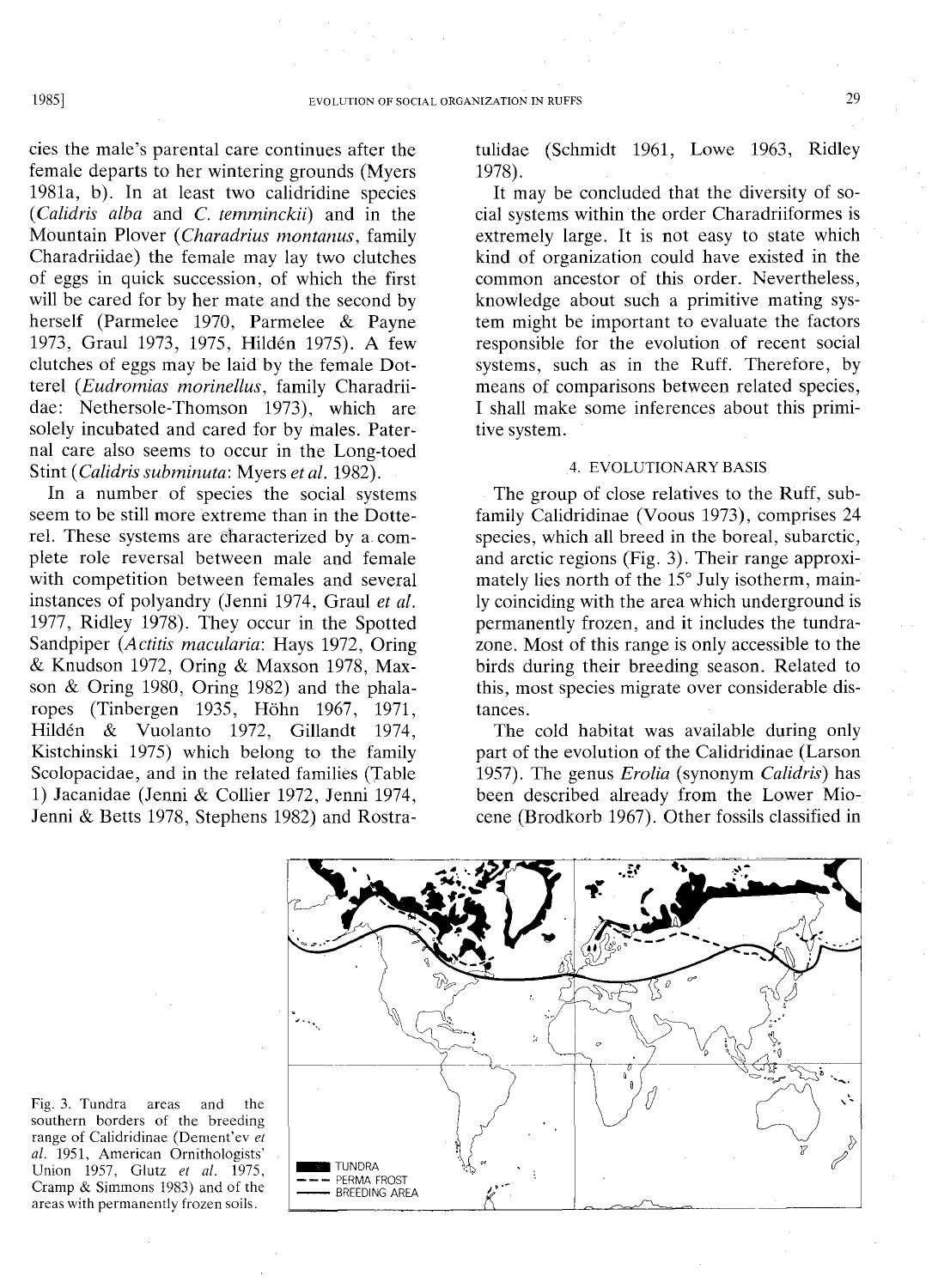cies the male's parental care continues after the female departs to her wintering grounds (Myers 1981a, b). In at least two calidridine species (*Calidris alba* and *C. temminckii*) and in the Mountain Plover (*Charadrius montanus*, family Charadriidae) the female may lay two clutches of eggs in quick succession, of which the first will be cared for by her mate and the second by herself (Parmelee 1970, Parmelee & Payne 1973, Graul 1973, 1975, Hildén 1975). A few clutches of eggs may be laid by the female Dotterel (*Eudromias morinellus*, family Charadriidae: Nethersole-Thomson 1973), which are solely incubated and cared for by males. Paternal care also seems to occur in the Long-toed Stint (*Calidris subminuta*: Myers *et al.* 1982).

In a number of species the social systems seem to be still more extreme than in the Dotterel. These systems are characterized by a complete role reversal between male and female with competition between females and several instances of polyandry (Jenni 1974, Graul *et al.* 1977, Ridley 1978). They occur in the Spotted Sandpiper (*Actitis macularia*: Hays 1972, Oring & Knudson 1972, Oring & Maxson 1978, Maxson & Oring 1980, Oring 1982) and the phalaropes (Tinbergen 1935, Höhn 1967, 1971, Hildén & Vuolanto 1972, Gillandt 1974, Kistchinski 1975) which belong to the family Scolopacidae, and in the related families (Table 1) Jacanidae (Jenni & Collier 1972, Jenni 1974, Jenni & Betts 1978, Stephens 1982) and Rostratulidae (Schmidt 1961, Lowe 1963, Ridley 1978).

It may be concluded that the diversity of social systems within the order Charadriiformes is extremely large. It is not easy to state which kind of organization could have existed in the common ancestor of this order. Nevertheless, knowledge about such a primitive mating system might be important to evaluate the factors responsible for the evolution of recent social systems, such as in the Ruff. Therefore, by means of comparisons between related species, I shall make some inferences about this primitive system.

## 4. EVOLUTIONARY BASIS

The group of close relatives to the Ruff, subfamily Calidridinae (Voous 1973), comprises 24 species, which all breed in the boreal, subarctic, and arctic regions (Fig. 3). Their range approximately lies north of the 15° July isotherm, mainly coinciding with the area which underground is permanently frozen, and it includes the tundrazone. Most of this range is only accessible to the birds during their breeding season. Related to this, most species migrate over considerable distances.

The cold habitat was available during only part of the evolution of the Calidridinae (Larson 1957). The genus *Erolia* (synonym *Calidris*) has been described already from the Lower Miocene (Brodkorb 1967). Other fossils classified in

Fig. 3. Tundra areas and the southern borders of the breeding range of Calidridinae (Dement'ev *et al.* 1951, American Ornithologists' Union 1957, Glutz *et al.* 1975, Cramp & Simmons 1983) and of the areas with permanently frozen soils.

TUNDRA
PERMA FROST
BREEDING AREA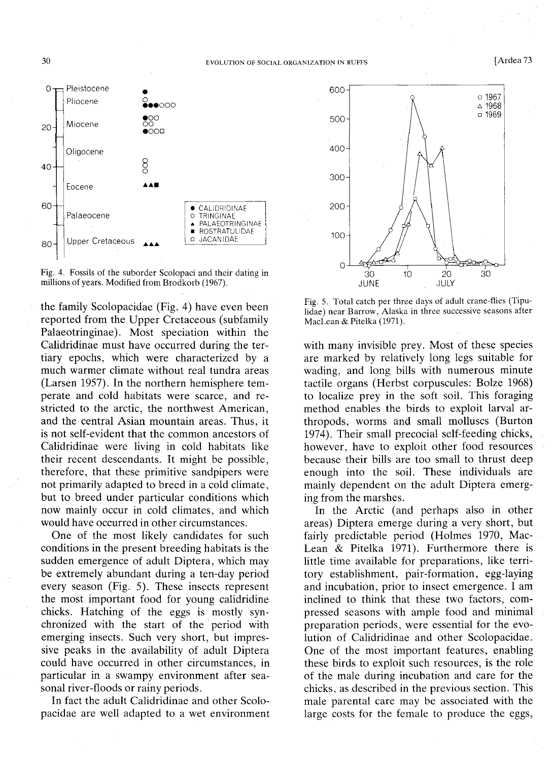Fig. 4. Fossils of the suborder Scolopaci and their dating in millions of years. Modified from Brodkorb (1967).

Fig. 5. Total catch per three days of adult crane-flies (Tipulidae) near Barrow, Alaska in three successive seasons after MacLean & Pitelka (1971).

the family Scolopacidae (Fig. 4) have even been reported from the Upper Cretaceous (subfamily Palaeotringinae). Most speciation within the Calidridinae must have occurred during the tertiary epochs, which were characterized by a much warmer climate without real tundra areas (Larsen 1957). In the northern hemisphere temperate and cold habitats were scarce, and restricted to the arctic, the northwest American, and the central Asian mountain areas. Thus, it is not self-evident that the common ancestors of Calidridinae were living in cold habitats like their recent descendants. It might be possible, therefore, that these primitive sandpipers were not primarily adapted to breed in a cold climate, but to breed under particular conditions which now mainly occur in cold climates, and which would have occurred in other circumstances.

One of the most likely candidates for such conditions in the present breeding habitats is the sudden emergence of adult Diptera, which may be extremely abundant during a ten-day period every season (Fig. 5). These insects represent the most important food for young calidridine chicks. Hatching of the eggs is mostly synchronized with the start of the period with emerging insects. Such very short, but impressive peaks in the availability of adult Diptera could have occurred in other circumstances, in particular in a swampy environment after seasonal river-floods or rainy periods.

In fact the adult Calidridinae and other Scolopacidae are well adapted to a wet environment with many invisible prey. Most of these species are marked by relatively long legs suitable for wading, and long bills with numerous minute tactile organs (Herbst corpuscules: Bolze 1968) to localize prey in the soft soil. This foraging method enables the birds to exploit larval arthropods, worms and small molluscs (Burton 1974). Their small precocial self-feeding chicks, however, have to exploit other food resources because their bills are too small to thrust deep enough into the soil. These individuals are mainly dependent on the adult Diptera emerging from the marshes.

In the Arctic (and perhaps also in other areas) Diptera emerge during a very short, but fairly predictable period (Holmes 1970, MacLean & Pitelka 1971). Furthermore there is little time available for preparations, like territory establishment, pair-formation, egg-laying and incubation, prior to insect emergence. I am inclined to think that these two factors, compressed seasons with ample food and minimal preparation periods, were essential for the evolution of Calidridinae and other Scolopacidae. One of the most important features, enabling these birds to exploit such resources, is the role of the male during incubation and care for the chicks, as described in the previous section. This male parental care may be associated with the large costs for the female to produce the eggs,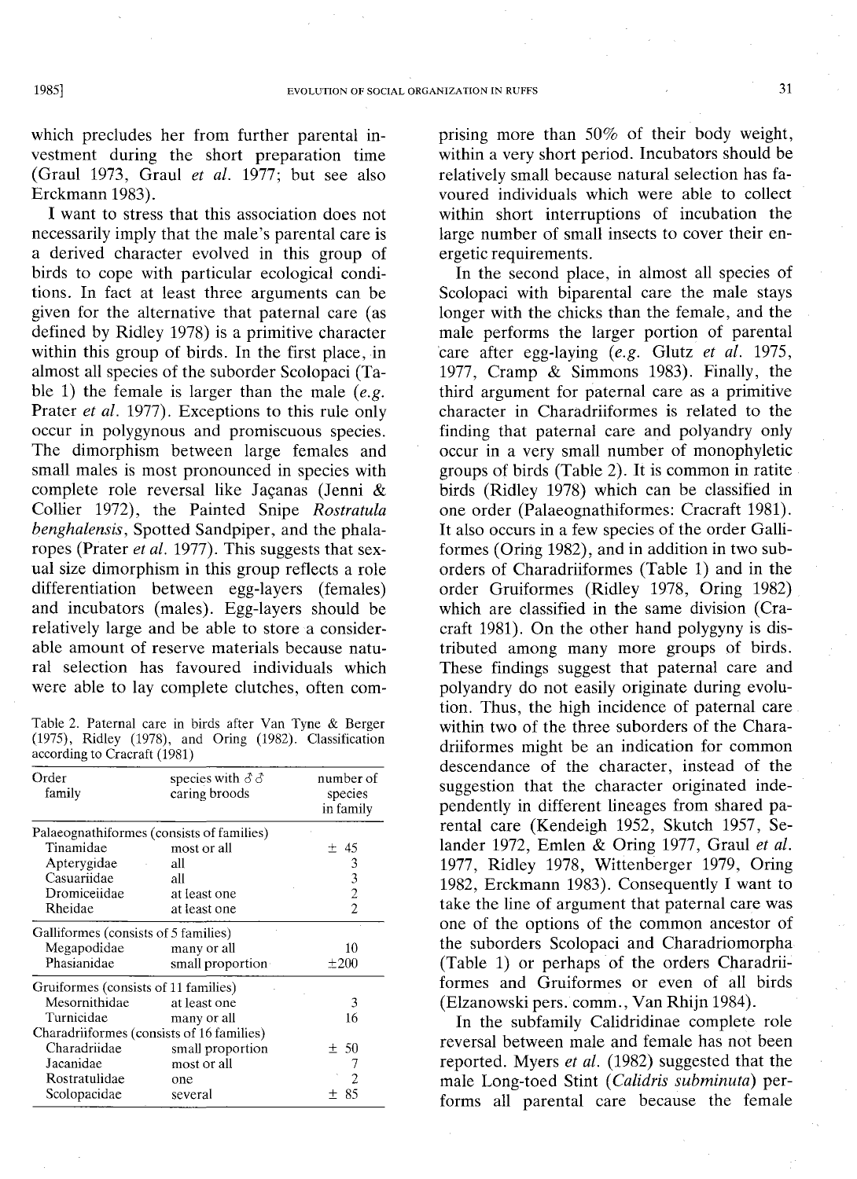which precludes her from further parental investment during the short preparation time (Graul 1973, Graul *et al.* 1977; but see also Erckmann 1983).

I want to stress that this association does not necessarily imply that the male's parental care is a derived character evolved in this group of birds to cope with particular ecological conditions. In fact at least three arguments can be given for the alternative that paternal care (as defined by Ridley 1978) is a primitive character within this group of birds. In the first place, in almost all species of the suborder Scolopaci (Table 1) the female is larger than the male (*e.g.* Prater *et al.* 1977). Exceptions to this rule only occur in polygynous and promiscuous species. The dimorphism between large females and small males is most pronounced in species with complete role reversal like Jaçanas (Jenni & Collier 1972), the Painted Snipe *Rostratula benghalensis*, Spotted Sandpiper, and the phalaropes (Prater *et al.* 1977). This suggests that sexual size dimorphism in this group reflects a role differentiation between egg-layers (females) and incubators (males). Egg-layers should be relatively large and be able to store a considerable amount of reserve materials because natural selection has favoured individuals which were able to lay complete clutches, often comprising more than 50% of their body weight, within a very short period. Incubators should be relatively small because natural selection has favoured individuals which were able to collect within short interruptions of incubation the large number of small insects to cover their energetic requirements.

Table 2. Paternal care in birds after Van Tyne & Berger (1975), Ridley (1978), and Oring (1982). Classification according to Cracraft (1981)

| Order<br>family | species with ♂♂ caring broods | number of species in family |
|---|---|---|
| Palaeognathiformes (consists of families) | | |
| Tinamidae | most or all | ± 45 |
| Apterygidae | all | 3 |
| Casuariidae | all | 3 |
| Dromiceiidae | at least one | 2 |
| Rheidae | at least one | 2 |
| Galliformes (consists of 5 families) | | |
| Megapodidae | many or all | 10 |
| Phasianidae | small proportion | ±200 |
| Gruiformes (consists of 11 families) | | |
| Mesornithidae | at least one | 3 |
| Turnicidae | many or all | 16 |
| Charadriiformes (consists of 16 families) | | |
| Charadriidae | small proportion | ± 50 |
| Jacanidae | most or all | 7 |
| Rostratulidae | one | 2 |
| Scolopacidae | several | ± 85 |

In the second place, in almost all species of Scolopaci with biparental care the male stays longer with the chicks than the female, and the male performs the larger portion of parental care after egg-laying (*e.g.* Glutz *et al.* 1975, 1977, Cramp & Simmons 1983). Finally, the third argument for paternal care as a primitive character in Charadriiformes is related to the finding that paternal care and polyandry only occur in a very small number of monophyletic groups of birds (Table 2). It is common in ratite birds (Ridley 1978) which can be classified in one order (Palaeognathiformes: Cracraft 1981). It also occurs in a few species of the order Galliformes (Oring 1982), and in addition in two suborders of Charadriiformes (Table 1) and in the order Gruiformes (Ridley 1978, Oring 1982) which are classified in the same division (Cracraft 1981). On the other hand polygyny is distributed among many more groups of birds. These findings suggest that paternal care and polyandry do not easily originate during evolution. Thus, the high incidence of paternal care within two of the three suborders of the Charadriiformes might be an indication for common descendance of the character, instead of the suggestion that the character originated independently in different lineages from shared parental care (Kendeigh 1952, Skutch 1957, Selander 1972, Emlen & Oring 1977, Graul *et al.* 1977, Ridley 1978, Wittenberger 1979, Oring 1982, Erckmann 1983). Consequently I want to take the line of argument that paternal care was one of the options of the common ancestor of the suborders Scolopaci and Charadriomorpha (Table 1) or perhaps of the orders Charadriiformes and Gruiformes or even of all birds (Elzanowski pers. comm., Van Rhijn 1984).

In the subfamily Calidridinae complete role reversal between male and female has not been reported. Myers *et al.* (1982) suggested that the male Long-toed Stint (*Calidris subminuta*) performs all parental care because the female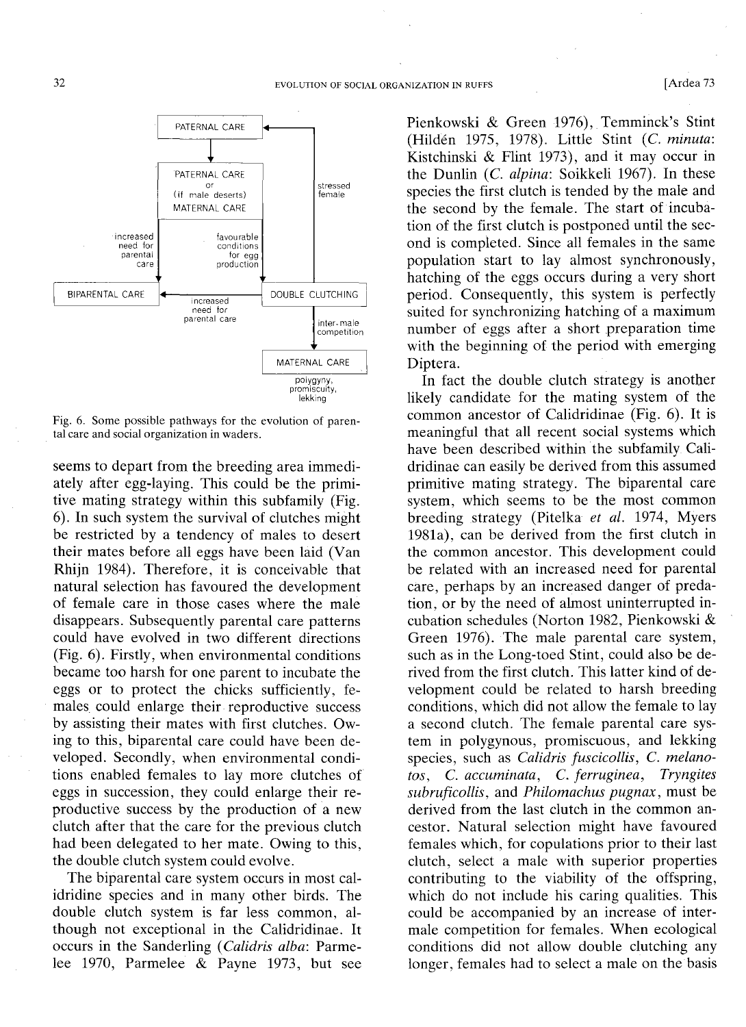Fig. 6. Some possible pathways for the evolution of parental care and social organization in waders.

seems to depart from the breeding area immediately after egg-laying. This could be the primitive mating strategy within this subfamily (Fig. 6). In such system the survival of clutches might be restricted by a tendency of males to desert their mates before all eggs have been laid (Van Rhijn 1984). Therefore, it is conceivable that natural selection has favoured the development of female care in those cases where the male disappears. Subsequently parental care patterns could have evolved in two different directions (Fig. 6). Firstly, when environmental conditions became too harsh for one parent to incubate the eggs or to protect the chicks sufficiently, females could enlarge their reproductive success by assisting their mates with first clutches. Owing to this, biparental care could have been developed. Secondly, when environmental conditions enabled females to lay more clutches of eggs in succession, they could enlarge their reproductive success by the production of a new clutch after that the care for the previous clutch had been delegated to her mate. Owing to this, the double clutch system could evolve.

The biparental care system occurs in most calidridine species and in many other birds. The double clutch system is far less common, although not exceptional in the Calidridinae. It occurs in the Sanderling (*Calidris alba*: Parmelee 1970, Parmelee & Payne 1973, but see Pienkowski & Green 1976), Temminck's Stint (Hildén 1975, 1978). Little Stint (*C. minuta*: Kistchinski & Flint 1973), and it may occur in the Dunlin (*C. alpina*: Soikkeli 1967). In these species the first clutch is tended by the male and the second by the female. The start of incubation of the first clutch is postponed until the second is completed. Since all females in the same population start to lay almost synchronously, hatching of the eggs occurs during a very short period. Consequently, this system is perfectly suited for synchronizing hatching of a maximum number of eggs after a short preparation time with the beginning of the period with emerging Diptera.

In fact the double clutch strategy is another likely candidate for the mating system of the common ancestor of Calidridinae (Fig. 6). It is meaningful that all recent social systems which have been described within the subfamily Calidridinae can easily be derived from this assumed primitive mating strategy. The biparental care system, which seems to be the most common breeding strategy (Pitelka *et al.* 1974, Myers 1981a), can be derived from the first clutch in the common ancestor. This development could be related with an increased need for parental care, perhaps by an increased danger of predation, or by the need of almost uninterrupted incubation schedules (Norton 1982, Pienkowski & Green 1976). The male parental care system, such as in the Long-toed Stint, could also be derived from the first clutch. This latter kind of development could be related to harsh breeding conditions, which did not allow the female to lay a second clutch. The female parental care system in polygynous, promiscuous, and lekking species, such as *Calidris fuscicollis*, *C. melanotos*, *C. accuminata*, *C. ferruginea*, *Tryngites subruficollis*, and *Philomachus pugnax*, must be derived from the last clutch in the common ancestor. Natural selection might have favoured females which, for copulations prior to their last clutch, select a male with superior properties contributing to the viability of the offspring, which do not include his caring qualities. This could be accompanied by an increase of intermale competition for females. When ecological conditions did not allow double clutching any longer, females had to select a male on the basis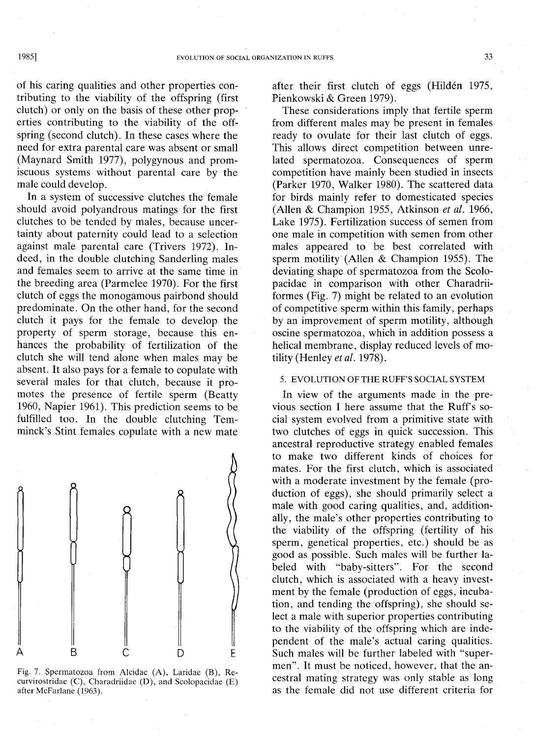of his caring qualities and other properties contributing to the viability of the offspring (first clutch) or only on the basis of these other properties contributing to the viability of the offspring (second clutch). In these cases where the need for extra parental care was absent or small (Maynard Smith 1977), polygynous and promiscuous systems without parental care by the male could develop.

In a system of successive clutches the female should avoid polyandrous matings for the first clutches to be tended by males, because uncertainty about paternity could lead to a selection against male parental care (Trivers 1972). Indeed, in the double clutching Sanderling males and females seem to arrive at the same time in the breeding area (Parmelee 1970). For the first clutch of eggs the monogamous pairbond should predominate. On the other hand, for the second clutch it pays for the female to develop the property of sperm storage, because this enhances the probability of fertilization of the clutch she will tend alone when males may be absent. It also pays for a female to copulate with several males for that clutch, because it promotes the presence of fertile sperm (Beatty 1960, Napier 1961). This prediction seems to be fulfilled too. In the double clutching Temminck's Stint females copulate with a new mate after their first clutch of eggs (Hildén 1975, Pienkowski & Green 1979).

These considerations imply that fertile sperm from different males may be present in females ready to ovulate for their last clutch of eggs. This allows direct competition between unrelated spermatozoa. Consequences of sperm competition have mainly been studied in insects (Parker 1970, Walker 1980). The scattered data for birds mainly refer to domesticated species (Allen & Champion 1955, Atkinson *et al.* 1966, Lake 1975). Fertilization success of semen from one male in competition with semen from other males appeared to be best correlated with sperm motility (Allen & Champion 1955). The deviating shape of spermatozoa from the Scolopacidae in comparison with other Charadriiformes (Fig. 7) might be related to an evolution of competitive sperm within this family, perhaps by an improvement of sperm motility, although oscine spermatozoa, which in addition possess a helical membrane, display reduced levels of motility (Henley *et al.* 1978).

Fig. 7. Spermatozoa from Alcidae (A), Laridae (B), Recurvirostridae (C), Charadriidae (D), and Scolopacidae (E) after McFarlane (1963).

## 5. EVOLUTION OF THE RUFF'S SOCIAL SYSTEM

In view of the arguments made in the previous section I here assume that the Ruff's social system evolved from a primitive state with two clutches of eggs in quick succession. This ancestral reproductive strategy enabled females to make two different kinds of choices for mates. For the first clutch, which is associated with a moderate investment by the female (production of eggs), she should primarily select a male with good caring qualities, and, additionally, the male's other properties contributing to the viability of the offspring (fertility of his sperm, genetical properties, etc.) should be as good as possible. Such males will be further labeled with "baby-sitters". For the second clutch, which is associated with a heavy investment by the female (production of eggs, incubation, and tending the offspring), she should select a male with superior properties contributing to the viability of the offspring which are independent of the male's actual caring qualities. Such males will be further labeled with "supermen". It must be noticed, however, that the ancestral mating strategy was only stable as long as the female did not use different criteria for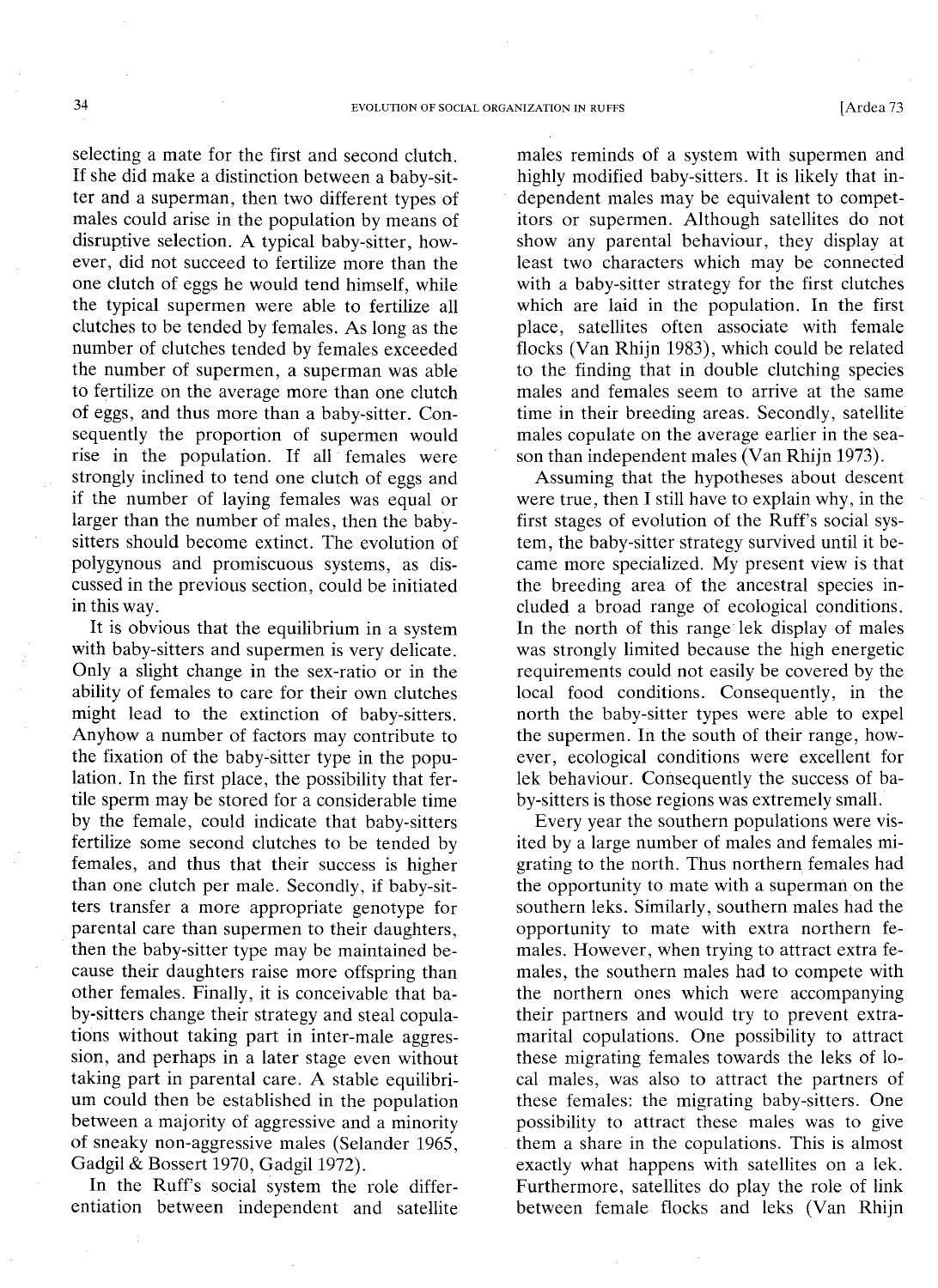selecting a mate for the first and second clutch. If she did make a distinction between a baby-sitter and a superman, then two different types of males could arise in the population by means of disruptive selection. A typical baby-sitter, however, did not succeed to fertilize more than the one clutch of eggs he would tend himself, while the typical supermen were able to fertilize all clutches to be tended by females. As long as the number of clutches tended by females exceeded the number of supermen, a superman was able to fertilize on the average more than one clutch of eggs, and thus more than a baby-sitter. Consequently the proportion of supermen would rise in the population. If all females were strongly inclined to tend one clutch of eggs and if the number of laying females was equal or larger than the number of males, then the baby-sitters should become extinct. The evolution of polygynous and promiscuous systems, as discussed in the previous section, could be initiated in this way.

It is obvious that the equilibrium in a system with baby-sitters and supermen is very delicate. Only a slight change in the sex-ratio or in the ability of females to care for their own clutches might lead to the extinction of baby-sitters. Anyhow a number of factors may contribute to the fixation of the baby-sitter type in the population. In the first place, the possibility that fertile sperm may be stored for a considerable time by the female, could indicate that baby-sitters fertilize some second clutches to be tended by females, and thus that their success is higher than one clutch per male. Secondly, if baby-sitters transfer a more appropriate genotype for parental care than supermen to their daughters, then the baby-sitter type may be maintained because their daughters raise more offspring than other females. Finally, it is conceivable that baby-sitters change their strategy and steal copulations without taking part in inter-male aggression, and perhaps in a later stage even without taking part in parental care. A stable equilibrium could then be established in the population between a majority of aggressive and a minority of sneaky non-aggressive males (Selander 1965, Gadgil & Bossert 1970, Gadgil 1972).

In the Ruff's social system the role differentiation between independent and satellite males reminds of a system with supermen and highly modified baby-sitters. It is likely that independent males may be equivalent to competitors or supermen. Although satellites do not show any parental behaviour, they display at least two characters which may be connected with a baby-sitter strategy for the first clutches which are laid in the population. In the first place, satellites often associate with female flocks (Van Rhijn 1983), which could be related to the finding that in double clutching species males and females seem to arrive at the same time in their breeding areas. Secondly, satellite males copulate on the average earlier in the season than independent males (Van Rhijn 1973).

Assuming that the hypotheses about descent were true, then I still have to explain why, in the first stages of evolution of the Ruff's social system, the baby-sitter strategy survived until it became more specialized. My present view is that the breeding area of the ancestral species included a broad range of ecological conditions. In the north of this range lek display of males was strongly limited because the high energetic requirements could not easily be covered by the local food conditions. Consequently, in the north the baby-sitter types were able to expel the supermen. In the south of their range, however, ecological conditions were excellent for lek behaviour. Consequently the success of baby-sitters is those regions was extremely small.

Every year the southern populations were visited by a large number of males and females migrating to the north. Thus northern females had the opportunity to mate with a superman on the southern leks. Similarly, southern males had the opportunity to mate with extra northern females. However, when trying to attract extra females, the southern males had to compete with the northern ones which were accompanying their partners and would try to prevent extramarital copulations. One possibility to attract these migrating females towards the leks of local males, was also to attract the partners of these females: the migrating baby-sitters. One possibility to attract these males was to give them a share in the copulations. This is almost exactly what happens with satellites on a lek. Furthermore, satellites do play the role of link between female flocks and leks (Van Rhijn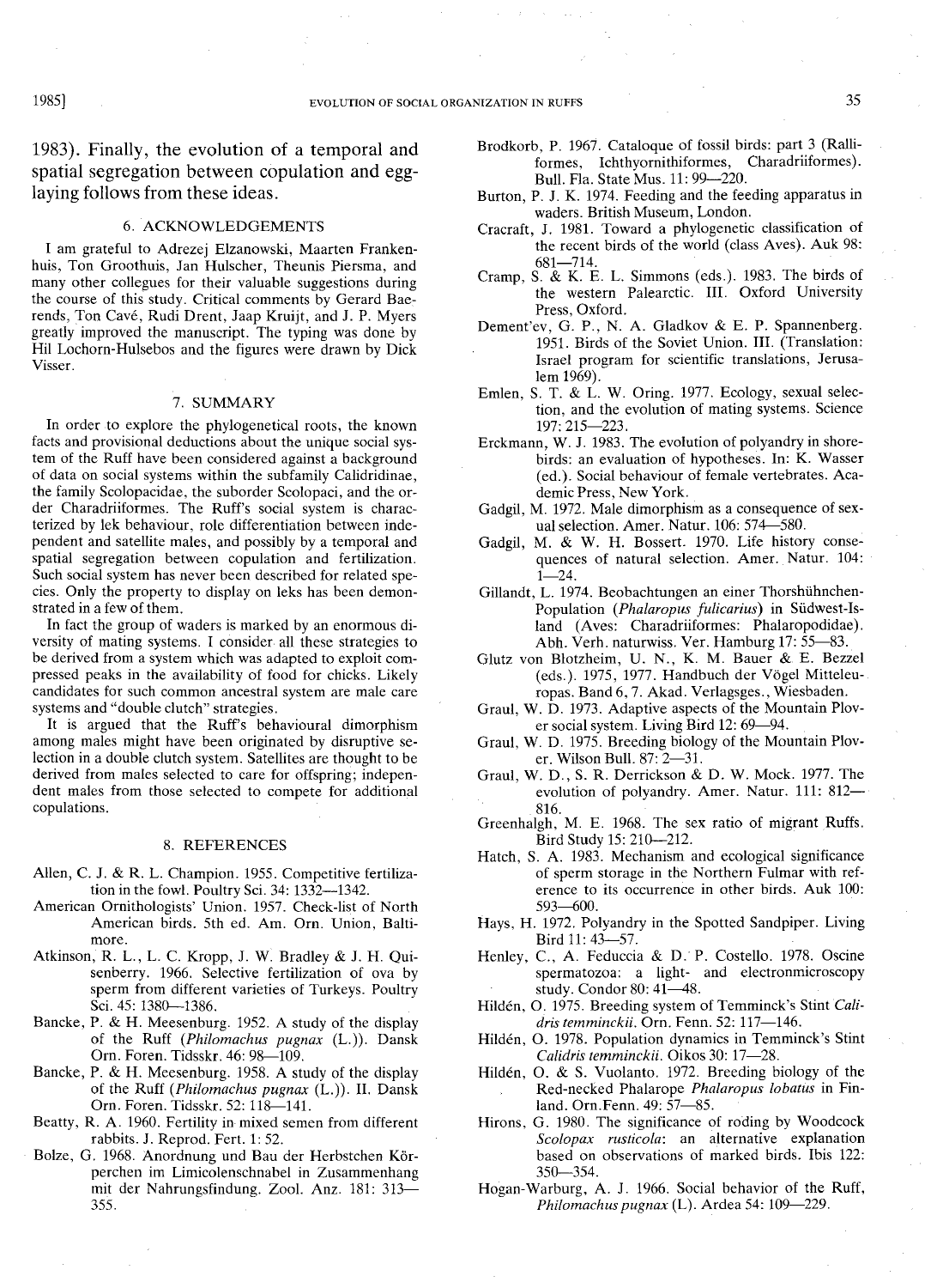1983). Finally, the evolution of a temporal and spatial segregation between copulation and egg-laying follows from these ideas.

## 6. ACKNOWLEDGEMENTS

I am grateful to Adrezej Elzanowski, Maarten Frankenhuis, Ton Groothuis, Jan Hulscher, Theunis Piersma, and many other collegues for their valuable suggestions during the course of this study. Critical comments by Gerard Baerends, Ton Cavé, Rudi Drent, Jaap Kruijt, and J. P. Myers greatly improved the manuscript. The typing was done by Hil Lochorn-Hulsebos and the figures were drawn by Dick Visser.

## 7. SUMMARY

In order to explore the phylogenetical roots, the known facts and provisional deductions about the unique social system of the Ruff have been considered against a background of data on social systems within the subfamily Calidridinae, the family Scolopacidae, the suborder Scolopaci, and the order Charadriiformes. The Ruff's social system is characterized by lek behaviour, role differentiation between independent and satellite males, and possibly by a temporal and spatial segregation between copulation and fertilization. Such social system has never been described for related species. Only the property to display on leks has been demonstrated in a few of them.

In fact the group of waders is marked by an enormous diversity of mating systems. I consider all these strategies to be derived from a system which was adapted to exploit compressed peaks in the availability of food for chicks. Likely candidates for such common ancestral system are male care systems and "double clutch" strategies.

It is argued that the Ruff's behavioural dimorphism among males might have been originated by disruptive selection in a double clutch system. Satellites are thought to be derived from males selected to care for offspring; independent males from those selected to compete for additional copulations.

## 8. REFERENCES

Allen, C. J. & R. L. Champion. 1955. Competitive fertilization in the fowl. Poultry Sci. 34: 1332—1342.

American Ornithologists' Union. 1957. Check-list of North American birds. 5th ed. Am. Orn. Union, Baltimore.

Atkinson, R. L., L. C. Kropp, J. W. Bradley & J. H. Quisenberry. 1966. Selective fertilization of ova by sperm from different varieties of Turkeys. Poultry Sci. 45: 1380—1386.

Bancke, P. & H. Meesenburg. 1952. A study of the display of the Ruff (*Philomachus pugnax* (L.)). Dansk Orn. Foren. Tidsskr. 46: 98—109.

Bancke, P. & H. Meesenburg. 1958. A study of the display of the Ruff (*Philomachus pugnax* (L.)). II. Dansk Orn. Foren. Tidsskr. 52: 118—141.

Beatty, R. A. 1960. Fertility in mixed semen from different rabbits. J. Reprod. Fert. 1: 52.

Bolze, G. 1968. Anordnung und Bau der Herbstchen Körperchen im Limicolenschnabel in Zusammenhang mit der Nahrungsfindung. Zool. Anz. 181: 313—355.

Brodkorb, P. 1967. Cataloque of fossil birds: part 3 (Ralliformes, Ichthyornithiformes, Charadriiformes). Bull. Fla. State Mus. 11: 99—220.

Burton, P. J. K. 1974. Feeding and the feeding apparatus in waders. British Museum, London.

Cracraft, J. 1981. Toward a phylogenetic classification of the recent birds of the world (class Aves). Auk 98: 681—714.

Cramp, S. & K. E. L. Simmons (eds.). 1983. The birds of the western Palearctic. III. Oxford University Press, Oxford.

Dement'ev, G. P., N. A. Gladkov & E. P. Spannenberg. 1951. Birds of the Soviet Union. III. (Translation: Israel program for scientific translations, Jerusalem 1969).

Emlen, S. T. & L. W. Oring. 1977. Ecology, sexual selection, and the evolution of mating systems. Science 197: 215—223.

Erckmann, W. J. 1983. The evolution of polyandry in shorebirds: an evaluation of hypotheses. In: K. Wasser (ed.). Social behaviour of female vertebrates. Academic Press, New York.

Gadgil, M. 1972. Male dimorphism as a consequence of sexual selection. Amer. Natur. 106: 574—580.

Gadgil, M. & W. H. Bossert. 1970. Life history consequences of natural selection. Amer. Natur. 104: 1—24.

Gillandt, L. 1974. Beobachtungen an einer Thorshühnchen-Population (*Phalaropus fulicarius*) in Südwest-Island (Aves: Charadriiformes: Phalaropodidae). Abh. Verh. naturwiss. Ver. Hamburg 17: 55—83.

Glutz von Blotzheim, U. N., K. M. Bauer & E. Bezzel (eds.). 1975, 1977. Handbuch der Vögel Mitteleuropas. Band 6, 7. Akad. Verlagsges., Wiesbaden.

Graul, W. D. 1973. Adaptive aspects of the Mountain Plover social system. Living Bird 12: 69—94.

Graul, W. D. 1975. Breeding biology of the Mountain Plover. Wilson Bull. 87: 2—31.

Graul, W. D., S. R. Derrickson & D. W. Mock. 1977. The evolution of polyandry. Amer. Natur. 111: 812—816.

Greenhalgh, M. E. 1968. The sex ratio of migrant Ruffs. Bird Study 15: 210—212.

Hatch, S. A. 1983. Mechanism and ecological significance of sperm storage in the Northern Fulmar with reference to its occurrence in other birds. Auk 100: 593—600.

Hays, H. 1972. Polyandry in the Spotted Sandpiper. Living Bird 11: 43—57.

Henley, C., A. Feduccia & D. P. Costello. 1978. Oscine spermatozoa: a light- and electronmicroscopy study. Condor 80: 41—48.

Hildén, O. 1975. Breeding system of Temminck's Stint *Calidris temminckii*. Orn. Fenn. 52: 117—146.

Hildén, O. 1978. Population dynamics in Temminck's Stint *Calidris temminckii*. Oikos 30: 17—28.

Hildén, O. & S. Vuolanto. 1972. Breeding biology of the Red-necked Phalarope *Phalaropus lobatus* in Finland. Orn.Fenn. 49: 57—85.

Hirons, G. 1980. The significance of roding by Woodcock *Scolopax rusticola*: an alternative explanation based on observations of marked birds. Ibis 122: 350—354.

Hogan-Warburg, A. J. 1966. Social behavior of the Ruff, *Philomachus pugnax* (L). Ardea 54: 109—229.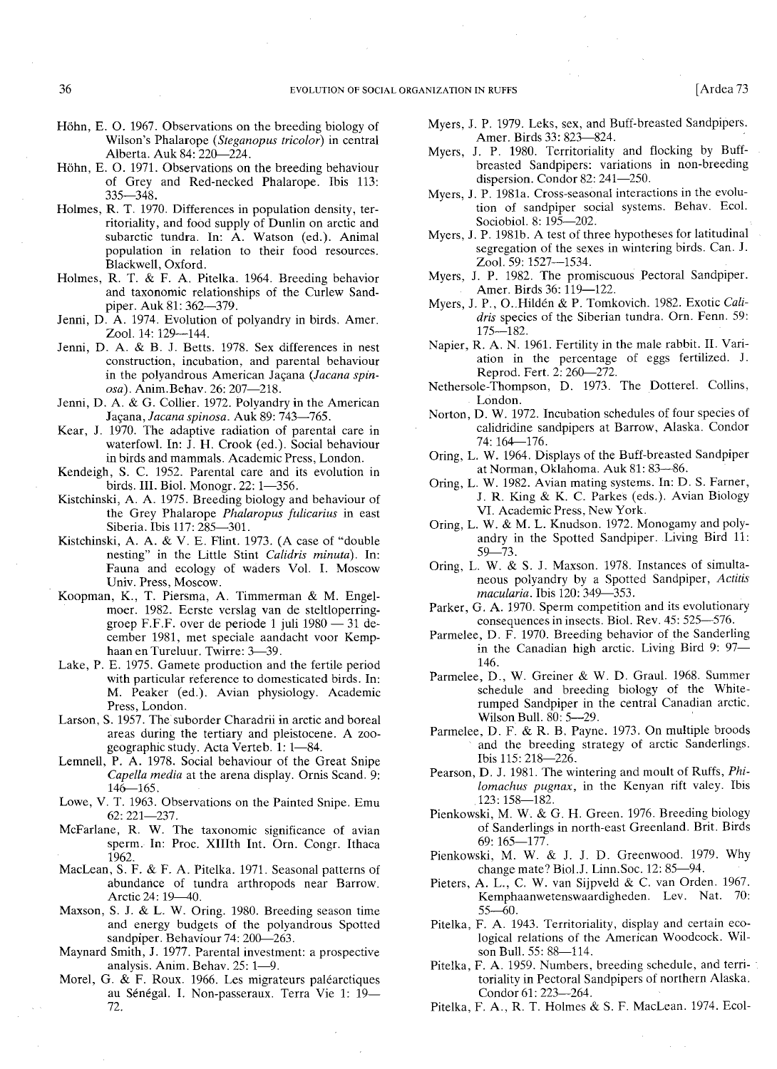Höhn, E. O. 1967. Observations on the breeding biology of Wilson's Phalarope (*Steganopus tricolor*) in central Alberta. Auk 84: 220—224.

Höhn, E. O. 1971. Observations on the breeding behaviour of Grey and Red-necked Phalarope. Ibis 113: 335—348.

Holmes, R. T. 1970. Differences in population density, territoriality, and food supply of Dunlin on arctic and subarctic tundra. In: A. Watson (ed.). Animal population in relation to their food resources. Blackwell, Oxford.

Holmes, R. T. & F. A. Pitelka. 1964. Breeding behavior and taxonomic relationships of the Curlew Sandpiper. Auk 81: 362—379.

Jenni, D. A. 1974. Evolution of polyandry in birds. Amer. Zool. 14: 129—144.

Jenni, D. A. & B. J. Betts. 1978. Sex differences in nest construction, incubation, and parental behaviour in the polyandrous American Jaçana (*Jacana spinosa*). Anim.Behav. 26: 207—218.

Jenni, D. A. & G. Collier. 1972. Polyandry in the American Jaçana, *Jacana spinosa*. Auk 89: 743—765.

Kear, J. 1970. The adaptive radiation of parental care in waterfowl. In: J. H. Crook (ed.). Social behaviour in birds and mammals. Academic Press, London.

Kendeigh, S. C. 1952. Parental care and its evolution in birds. III. Biol. Monogr. 22: 1—356.

Kistchinski, A. A. 1975. Breeding biology and behaviour of the Grey Phalarope *Phalaropus fulicarius* in east Siberia. Ibis 117: 285—301.

Kistchinski, A. A. & V. E. Flint. 1973. (A case of "double nesting" in the Little Stint *Calidris minuta*). In: Fauna and ecology of waders Vol. I. Moscow Univ. Press, Moscow.

Koopman, K., T. Piersma, A. Timmerman & M. Engelmoer. 1982. Eerste verslag van de steltloperring-groep F.F.F. over de periode 1 juli 1980 — 31 december 1981, met speciale aandacht voor Kemphaan en Tureluur. Twirre: 3—39.

Lake, P. E. 1975. Gamete production and the fertile period with particular reference to domesticated birds. In: M. Peaker (ed.). Avian physiology. Academic Press, London.

Larson, S. 1957. The suborder Charadrii in arctic and boreal areas during the tertiary and pleistocene. A zoogeographic study. Acta Verteb. 1: 1—84.

Lemnell, P. A. 1978. Social behaviour of the Great Snipe *Capella media* at the arena display. Ornis Scand. 9: 146—165.

Lowe, V. T. 1963. Observations on the Painted Snipe. Emu 62: 221—237.

McFarlane, R. W. The taxonomic significance of avian sperm. In: Proc. XIIIth Int. Orn. Congr. Ithaca 1962.

MacLean, S. F. & F. A. Pitelka. 1971. Seasonal patterns of abundance of tundra arthropods near Barrow. Arctic 24: 19—40.

Maxson, S. J. & L. W. Oring. 1980. Breeding season time and energy budgets of the polyandrous Spotted sandpiper. Behaviour 74: 200—263.

Maynard Smith, J. 1977. Parental investment: a prospective analysis. Anim. Behav. 25: 1—9.

Morel, G. & F. Roux. 1966. Les migrateurs paléarctiques au Sénégal. I. Non-passeraux. Terra Vie 1: 19—72.

Myers, J. P. 1979. Leks, sex, and Buff-breasted Sandpipers. Amer. Birds 33: 823—824.

Myers, J. P. 1980. Territoriality and flocking by Buff-breasted Sandpipers: variations in non-breeding dispersion. Condor 82: 241—250.

Myers, J. P. 1981a. Cross-seasonal interactions in the evolution of sandpiper social systems. Behav. Ecol. Sociobiol. 8: 195—202.

Myers, J. P. 1981b. A test of three hypotheses for latitudinal segregation of the sexes in wintering birds. Can. J. Zool. 59: 1527—1534.

Myers, J. P. 1982. The promiscuous Pectoral Sandpiper. Amer. Birds 36: 119—122.

Myers, J. P., O. Hildén & P. Tomkovich. 1982. Exotic *Calidris* species of the Siberian tundra. Orn. Fenn. 59: 175—182.

Napier, R. A. N. 1961. Fertility in the male rabbit. II. Variation in the percentage of eggs fertilized. J. Reprod. Fert. 2: 260—272.

Nethersole-Thompson, D. 1973. The Dotterel. Collins, London.

Norton, D. W. 1972. Incubation schedules of four species of calidridine sandpipers at Barrow, Alaska. Condor 74: 164—176.

Oring, L. W. 1964. Displays of the Buff-breasted Sandpiper at Norman, Oklahoma. Auk 81: 83—86.

Oring, L. W. 1982. Avian mating systems. In: D. S. Farner, J. R. King & K. C. Parkes (eds.). Avian Biology VI. Academic Press, New York.

Oring, L. W. & M. L. Knudson. 1972. Monogamy and polyandry in the Spotted Sandpiper. Living Bird 11: 59—73.

Oring, L. W. & S. J. Maxson. 1978. Instances of simultaneous polyandry by a Spotted Sandpiper, *Actitis macularia*. Ibis 120: 349—353.

Parker, G. A. 1970. Sperm competition and its evolutionary consequences in insects. Biol. Rev. 45: 525—576.

Parmelee, D. F. 1970. Breeding behavior of the Sanderling in the Canadian high arctic. Living Bird 9: 97—146.

Parmelee, D., W. Greiner & W. D. Graul. 1968. Summer schedule and breeding biology of the White-rumped Sandpiper in the central Canadian arctic. Wilson Bull. 80: 5—29.

Parmelee, D. F. & R. B. Payne. 1973. On multiple broods and the breeding strategy of arctic Sanderlings. Ibis 115: 218—226.

Pearson, D. J. 1981. The wintering and moult of Ruffs, *Philomachus pugnax*, in the Kenyan rift valey. Ibis 123: 158—182.

Pienkowski, M. W. & G. H. Green. 1976. Breeding biology of Sanderlings in north-east Greenland. Brit. Birds 69: 165—177.

Pienkowski, M. W. & J. J. D. Greenwood. 1979. Why change mate? Biol.J. Linn.Soc. 12: 85—94.

Pieters, A. L., C. W. van Sijpveld & C. van Orden. 1967. Kemphaanwetenswaardigheden. Lev. Nat. 70: 55—60.

Pitelka, F. A. 1943. Territoriality, display and certain ecological relations of the American Woodcock. Wilson Bull. 55: 88—114.

Pitelka, F. A. 1959. Numbers, breeding schedule, and territoriality in Pectoral Sandpipers of northern Alaska. Condor 61: 223—264.

Pitelka, F. A., R. T. Holmes & S. F. MacLean. 1974. Ecol-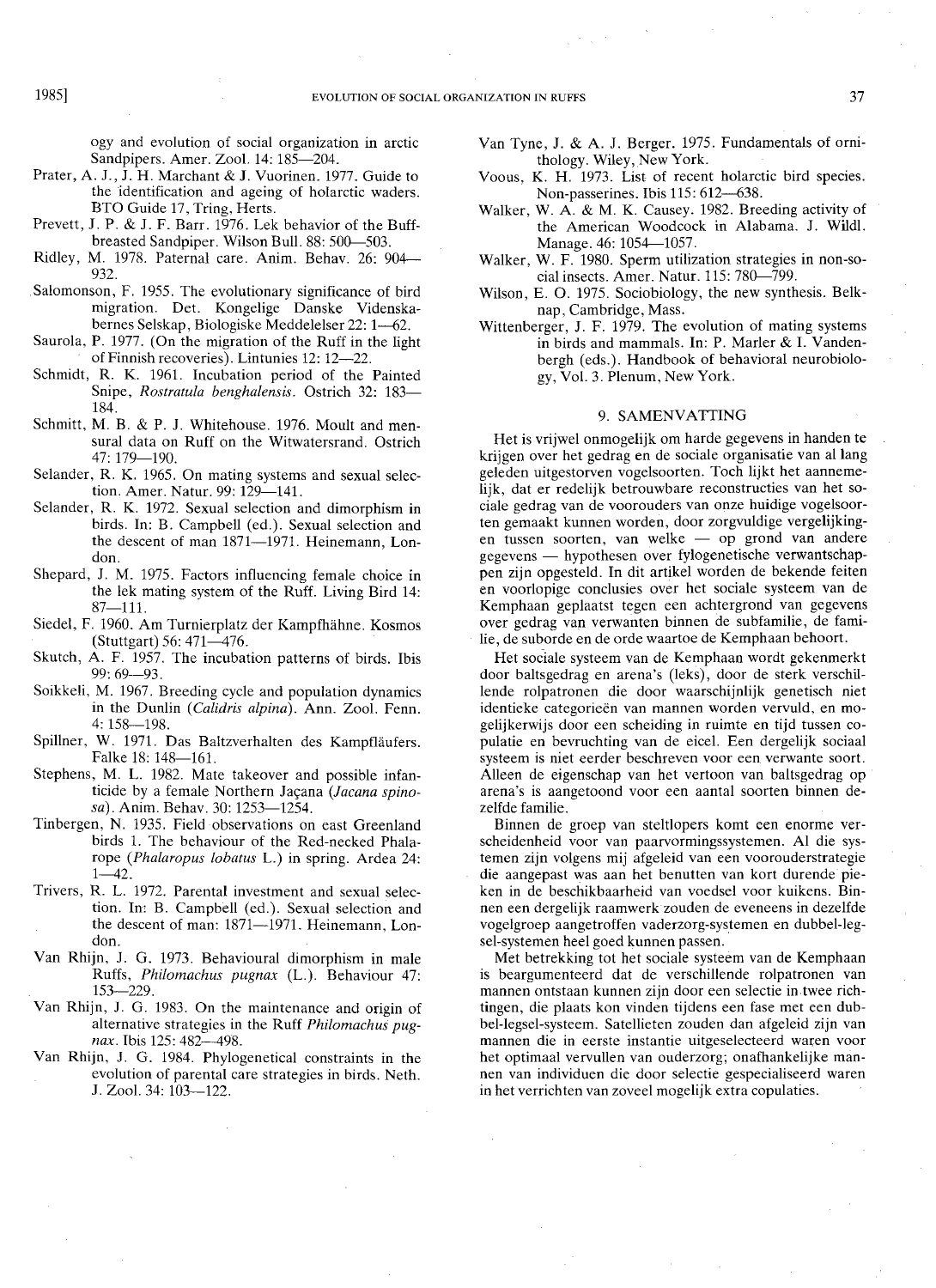ogy and evolution of social organization in arctic Sandpipers. Amer. Zool. 14: 185—204.

Prater, A. J., J. H. Marchant & J. Vuorinen. 1977. Guide to the identification and ageing of holarctic waders. BTO Guide 17, Tring, Herts.

Prevett, J. P. & J. F. Barr. 1976. Lek behavior of the Buff-breasted Sandpiper. Wilson Bull. 88: 500—503.

Ridley, M. 1978. Paternal care. Anim. Behav. 26: 904—932.

Salomonson, F. 1955. The evolutionary significance of bird migration. Det. Kongelige Danske Videnskabernes Selskap, Biologiske Meddelelser 22: 1—62.

Saurola, P. 1977. (On the migration of the Ruff in the light of Finnish recoveries). Lintunies 12: 12—22.

Schmidt, R. K. 1961. Incubation period of the Painted Snipe, *Rostratula benghalensis*. Ostrich 32: 183—184.

Schmitt, M. B. & P. J. Whitehouse. 1976. Moult and mensural data on Ruff on the Witwatersrand. Ostrich 47: 179—190.

Selander, R. K. 1965. On mating systems and sexual selection. Amer. Natur. 99: 129—141.

Selander, R. K. 1972. Sexual selection and dimorphism in birds. In: B. Campbell (ed.). Sexual selection and the descent of man 1871—1971. Heinemann, London.

Shepard, J. M. 1975. Factors influencing female choice in the lek mating system of the Ruff. Living Bird 14: 87—111.

Siedel, F. 1960. Am Turnierplatz der Kampfhähne. Kosmos (Stuttgart) 56: 471—476.

Skutch, A. F. 1957. The incubation patterns of birds. Ibis 99: 69—93.

Soikkeli, M. 1967. Breeding cycle and population dynamics in the Dunlin (*Calidris alpina*). Ann. Zool. Fenn. 4: 158—198.

Spillner, W. 1971. Das Baltzverhalten des Kampfläufers. Falke 18: 148—161.

Stephens, M. L. 1982. Mate takeover and possible infanticide by a female Northern Jaçana (*Jacana spinosa*). Anim. Behav. 30: 1253—1254.

Tinbergen, N. 1935. Field observations on east Greenland birds 1. The behaviour of the Red-necked Phalarope (*Phalaropus lobatus* L.) in spring. Ardea 24: 1—42.

Trivers, R. L. 1972. Parental investment and sexual selection. In: B. Campbell (ed.). Sexual selection and the descent of man: 1871—1971. Heinemann, London.

Van Rhijn, J. G. 1973. Behavioural dimorphism in male Ruffs, *Philomachus pugnax* (L.). Behaviour 47: 153—229.

Van Rhijn, J. G. 1983. On the maintenance and origin of alternative strategies in the Ruff *Philomachus pugnax*. Ibis 125: 482—498.

Van Rhijn, J. G. 1984. Phylogenetical constraints in the evolution of parental care strategies in birds. Neth. J. Zool. 34: 103—122.

Van Tyne, J. & A. J. Berger. 1975. Fundamentals of ornithology. Wiley, New York.

Voous, K. H. 1973. List of recent holarctic bird species. Non-passerines. Ibis 115: 612—638.

Walker, W. A. & M. K. Causey. 1982. Breeding activity of the American Woodcock in Alabama. J. Wildl. Manage. 46: 1054—1057.

Walker, W. F. 1980. Sperm utilization strategies in non-social insects. Amer. Natur. 115: 780—799.

Wilson, E. O. 1975. Sociobiology, the new synthesis. Belknap, Cambridge, Mass.

Wittenberger, J. F. 1979. The evolution of mating systems in birds and mammals. In: P. Marler & I. Vandenbergh (eds.). Handbook of behavioral neurobiology, Vol. 3. Plenum, New York.

## 9. SAMENVATTING

Het is vrijwel onmogelijk om harde gegevens in handen te krijgen over het gedrag en de sociale organisatie van al lang geleden uitgestorven vogelsoorten. Toch lijkt het aannemelijk, dat er redelijk betrouwbare reconstructies van het sociale gedrag van de voorouders van onze huidige vogelsoorten gemaakt kunnen worden, door zorgvuldige vergelijkingen tussen soorten, van welke — op grond van andere gegevens — hypothesen over fylogenetische verwantschappen zijn opgesteld. In dit artikel worden de bekende feiten en voorlopige conclusies over het sociale systeem van de Kemphaan geplaatst tegen een achtergrond van gegevens over gedrag van verwanten binnen de subfamilie, de familie, de suborde en de orde waartoe de Kemphaan behoort.

Het sociale systeem van de Kemphaan wordt gekenmerkt door baltsgedrag en arena's (leks), door de sterk verschillende rolpatronen die door waarschijnlijk genetisch niet identieke categorieën van mannen worden vervuld, en mogelijkerwijs door een scheiding in ruimte en tijd tussen copulatie en bevruchting van de eicel. Een dergelijk sociaal systeem is niet eerder beschreven voor een verwante soort. Alleen de eigenschap van het vertoon van baltsgedrag op arena's is aangetoond voor een aantal soorten binnen dezelfde familie.

Binnen de groep van steltlopers komt een enorme verscheidenheid voor van paarvormingssystemen. Al die systemen zijn volgens mij afgeleid van een voorouderstrategie die aangepast was aan het benutten van kort durende pieken in de beschikbaarheid van voedsel voor kuikens. Binnen een dergelijk raamwerk zouden de eveneens in dezelfde vogelgroep aangetroffen vaderzorg-systemen en dubbel-legsel-systemen heel goed kunnen passen.

Met betrekking tot het sociale systeem van de Kemphaan is beargumenteerd dat de verschillende rolpatronen van mannen ontstaan kunnen zijn door een selectie in twee richtingen, die plaats kon vinden tijdens een fase met een dubbel-legsel-systeem. Satellieten zouden dan afgeleid zijn van mannen die in eerste instantie uitgeselecteerd waren voor het optimaal vervullen van ouderzorg; onafhankelijke mannen van individuen die door selectie gespecialiseerd waren in het verrichten van zoveel mogelijk extra copulaties.